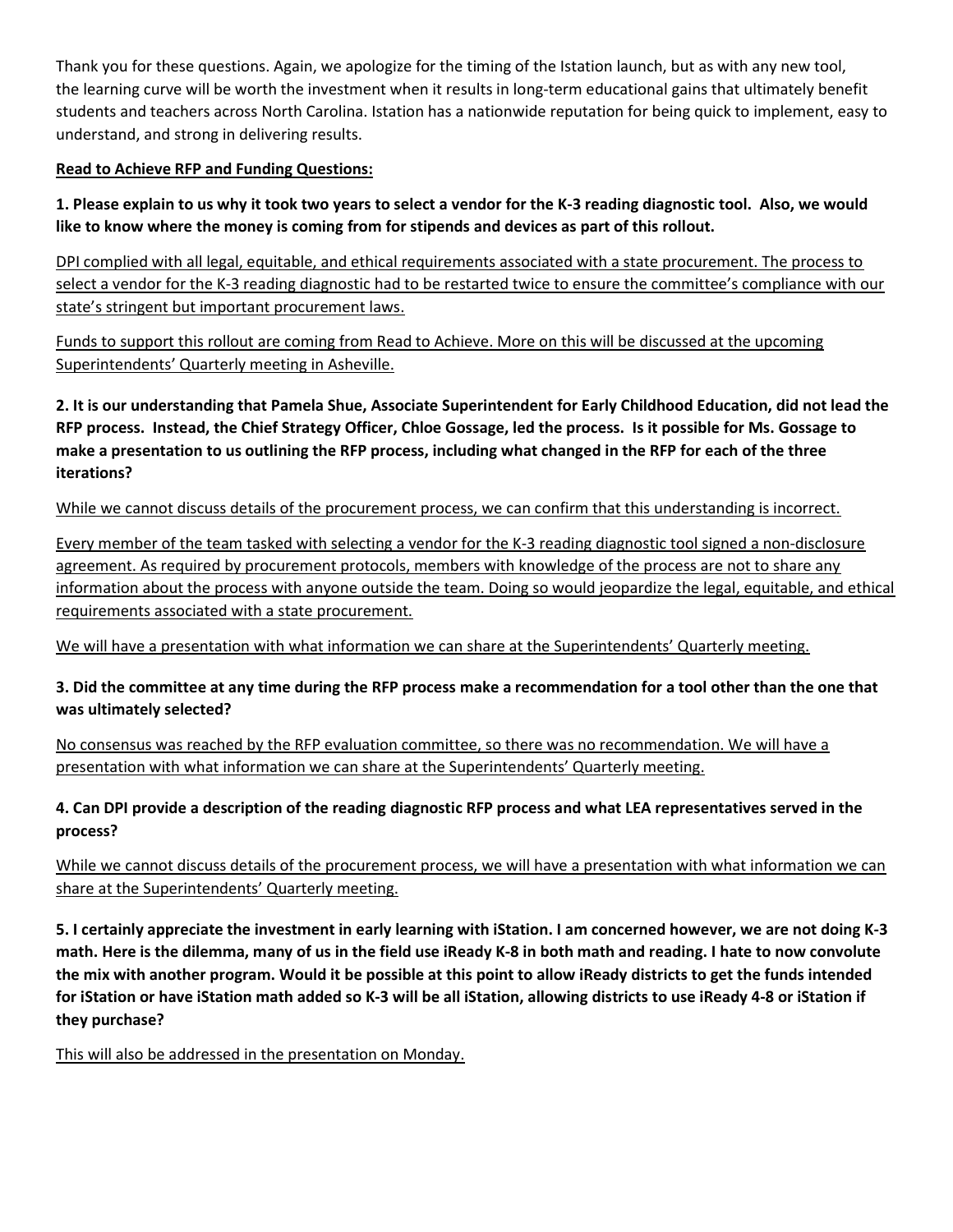Thank you for these questions. Again, we apologize for the timing of the Istation launch, but as with any new tool, the learning curve will be worth the investment when it results in long-term educational gains that ultimately benefit students and teachers across North Carolina. Istation has a nationwide reputation for being quick to implement, easy to understand, and strong in delivering results.

**Read to Achieve RFP and Funding Questions:**

**1. Please explain to us why it took two years to select a vendor for the K-3 reading diagnostic tool. Also, we would like to know where the money is coming from for stipends and devices as part of this rollout.**

DPI complied with all legal, equitable, and ethical requirements associated with a state procurement. The process to select a vendor for the K-3 reading diagnostic had to be restarted twice to ensure the committee's compliance with our state's stringent but important procurement laws.

Funds to support this rollout are coming from Read to Achieve. More on this will be discussed at the upcoming Superintendents' Quarterly meeting in Asheville.

**2. It is our understanding that Pamela Shue, Associate Superintendent for Early Childhood Education, did not lead the RFP process. Instead, the Chief Strategy Officer, Chloe Gossage, led the process. Is it possible for Ms. Gossage to make a presentation to us outlining the RFP process, including what changed in the RFP for each of the three iterations?**

While we cannot discuss details of the procurement process, we can confirm that this understanding is incorrect.

Every member of the team tasked with selecting a vendor for the K-3 reading diagnostic tool signed a non-disclosure agreement. As required by procurement protocols, members with knowledge of the process are not to share any information about the process with anyone outside the team. Doing so would jeopardize the legal, equitable, and ethical requirements associated with a state procurement.

We will have a presentation with what information we can share at the Superintendents' Quarterly meeting.

**3. Did the committee at any time during the RFP process make a recommendation for a tool other than the one that was ultimately selected?**

No consensus was reached by the RFP evaluation committee, so there was no recommendation. We will have a presentation with what information we can share at the Superintendents' Quarterly meeting.

**4. Can DPI provide a description of the reading diagnostic RFP process and what LEA representatives served in the process?**

While we cannot discuss details of the procurement process, we will have a presentation with what information we can share at the Superintendents' Quarterly meeting.

**5. I certainly appreciate the investment in early learning with iStation. I am concerned however, we are not doing K-3 math. Here is the dilemma, many of us in the field use iReady K-8 in both math and reading. I hate to now convolute the mix with another program. Would it be possible at this point to allow iReady districts to get the funds intended for iStation or have iStation math added so K-3 will be all iStation, allowing districts to use iReady 4-8 or iStation if they purchase?**

This will also be addressed in the presentation on Monday.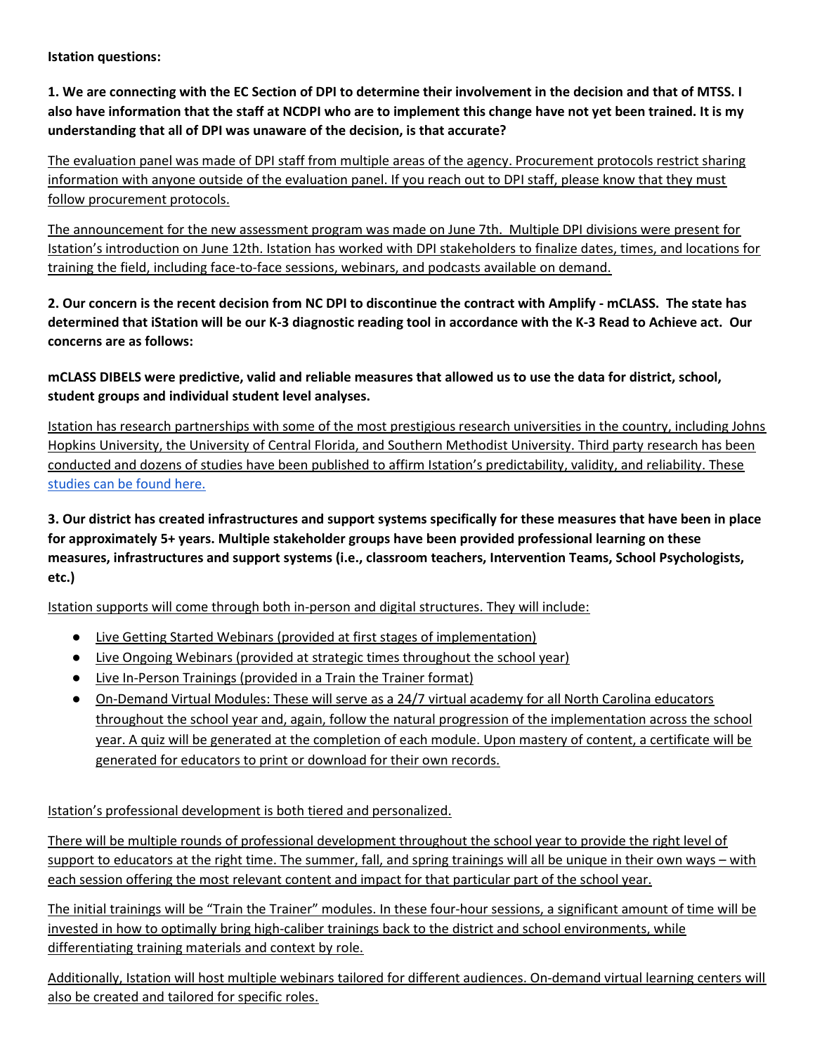**Istation questions:**

**1. We are connecting with the EC Section of DPI to determine their involvement in the decision and that of MTSS. I also have information that the staff at NCDPI who are to implement this change have not yet been trained. It is my understanding that all of DPI was unaware of the decision, is that accurate?**

The evaluation panel was made of DPI staff from multiple areas of the agency. Procurement protocols restrict sharing information with anyone outside of the evaluation panel. If you reach out to DPI staff, please know that they must follow procurement protocols.

The announcement for the new assessment program was made on June 7th. Multiple DPI divisions were present for Istation's introduction on June 12th. Istation has worked with DPI stakeholders to finalize dates, times, and locations for training the field, including face-to-face sessions, webinars, and podcasts available on demand.

**2. Our concern is the recent decision from NC DPI to discontinue the contract with Amplify - mCLASS. The state has determined that iStation will be our K-3 diagnostic reading tool in accordance with the K-3 Read to Achieve act. Our concerns are as follows:**

**mCLASS DIBELS were predictive, valid and reliable measures that allowed us to use the data for district, school, student groups and individual student level analyses.**

Istation has research partnerships with some of the most prestigious research universities in the country, including Johns Hopkins University, the University of Central Florida, and Southern Methodist University. Third party research has been conducted and dozens of studies have been published to affirm Istation's predictability, validity, and reliability. These studies can be found here.

**3. Our district has created infrastructures and support systems specifically for these measures that have been in place for approximately 5+ years. Multiple stakeholder groups have been provided professional learning on these measures, infrastructures and support systems (i.e., classroom teachers, Intervention Teams, School Psychologists, etc.)**

Istation supports will come through both in-person and digital structures. They will include:

- Live Getting Started Webinars (provided at first stages of implementation)
- Live Ongoing Webinars (provided at strategic times throughout the school year)
- Live In-Person Trainings (provided in a Train the Trainer format)
- On-Demand Virtual Modules: These will serve as a 24/7 virtual academy for all North Carolina educators throughout the school year and, again, follow the natural progression of the implementation across the school year. A quiz will be generated at the completion of each module. Upon mastery of content, a certificate will be generated for educators to print or download for their own records.

Istation's professional development is both tiered and personalized.

There will be multiple rounds of professional development throughout the school year to provide the right level of support to educators at the right time. The summer, fall, and spring trainings will all be unique in their own ways – with each session offering the most relevant content and impact for that particular part of the school year.

The initial trainings will be "Train the Trainer" modules. In these four-hour sessions, a significant amount of time will be invested in how to optimally bring high-caliber trainings back to the district and school environments, while differentiating training materials and context by role.

Additionally, Istation will host multiple webinars tailored for different audiences. On-demand virtual learning centers will also be created and tailored for specific roles.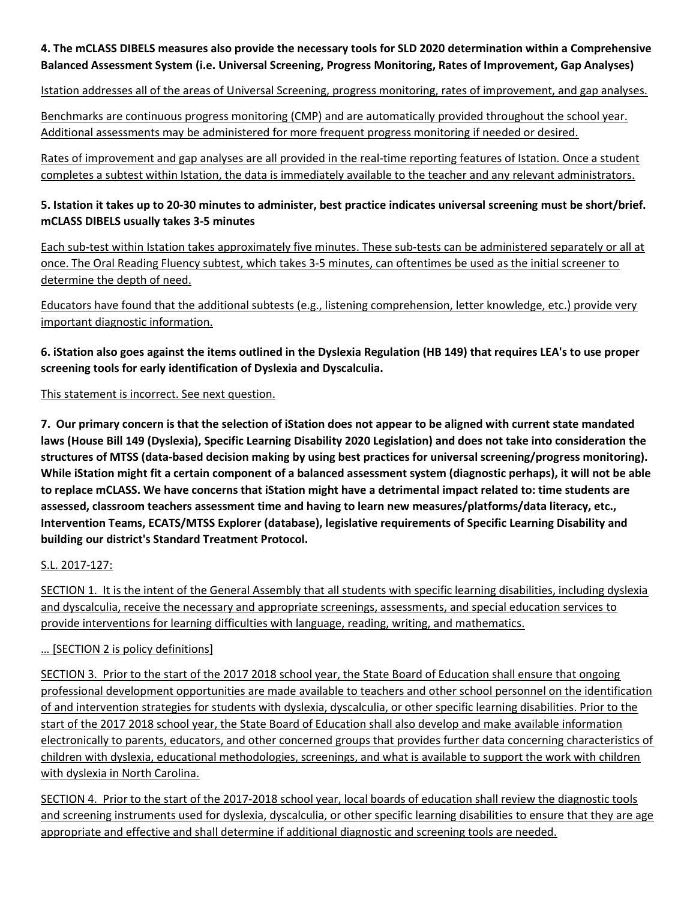**4. The mCLASS DIBELS measures also provide the necessary tools for SLD 2020 determination within a Comprehensive Balanced Assessment System (i.e. Universal Screening, Progress Monitoring, Rates of Improvement, Gap Analyses)**

Istation addresses all of the areas of Universal Screening, progress monitoring, rates of improvement, and gap analyses.

Benchmarks are continuous progress monitoring (CMP) and are automatically provided throughout the school year. Additional assessments may be administered for more frequent progress monitoring if needed or desired.

Rates of improvement and gap analyses are all provided in the real-time reporting features of Istation. Once a student completes a subtest within Istation, the data is immediately available to the teacher and any relevant administrators.

**5. Istation it takes up to 20-30 minutes to administer, best practice indicates universal screening must be short/brief. mCLASS DIBELS usually takes 3-5 minutes**

Each sub-test within Istation takes approximately five minutes. These sub-tests can be administered separately or all at once. The Oral Reading Fluency subtest, which takes 3-5 minutes, can oftentimes be used as the initial screener to determine the depth of need.

Educators have found that the additional subtests (e.g., listening comprehension, letter knowledge, etc.) provide very important diagnostic information.

**6. iStation also goes against the items outlined in the Dyslexia Regulation (HB 149) that requires LEA's to use proper screening tools for early identification of Dyslexia and Dyscalculia.**

This statement is incorrect. See next question.

**7. Our primary concern is that the selection of iStation does not appear to be aligned with current state mandated laws (House Bill 149 (Dyslexia), Specific Learning Disability 2020 Legislation) and does not take into consideration the structures of MTSS (data-based decision making by using best practices for universal screening/progress monitoring). While iStation might fit a certain component of a balanced assessment system (diagnostic perhaps), it will not be able to replace mCLASS. We have concerns that iStation might have a detrimental impact related to: time students are assessed, classroom teachers assessment time and having to learn new measures/platforms/data literacy, etc., Intervention Teams, ECATS/MTSS Explorer (database), legislative requirements of Specific Learning Disability and building our district's Standard Treatment Protocol.**

S.L. 2017-127:

SECTION 1. It is the intent of the General Assembly that all students with specific learning disabilities, including dyslexia and dyscalculia, receive the necessary and appropriate screenings, assessments, and special education services to provide interventions for learning difficulties with language, reading, writing, and mathematics.

… [SECTION 2 is policy definitions]

SECTION 3. Prior to the start of the 2017 2018 school year, the State Board of Education shall ensure that ongoing professional development opportunities are made available to teachers and other school personnel on the identification of and intervention strategies for students with dyslexia, dyscalculia, or other specific learning disabilities. Prior to the start of the 2017 2018 school year, the State Board of Education shall also develop and make available information electronically to parents, educators, and other concerned groups that provides further data concerning characteristics of children with dyslexia, educational methodologies, screenings, and what is available to support the work with children with dyslexia in North Carolina.

SECTION 4. Prior to the start of the 2017-2018 school year, local boards of education shall review the diagnostic tools and screening instruments used for dyslexia, dyscalculia, or other specific learning disabilities to ensure that they are age appropriate and effective and shall determine if additional diagnostic and screening tools are needed.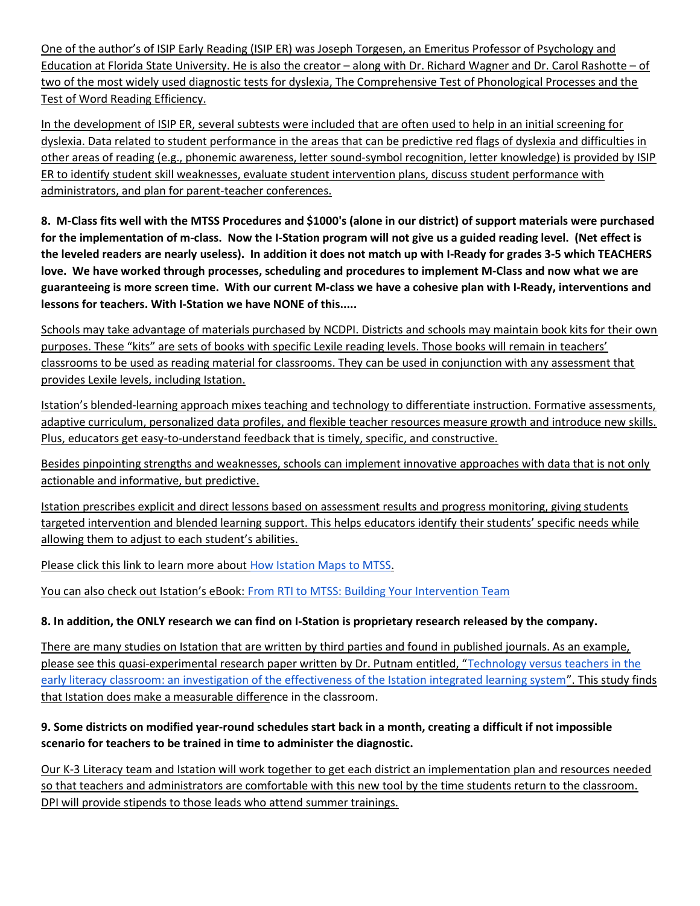One of the author's of ISIP Early Reading (ISIP ER) was Joseph Torgesen, an Emeritus Professor of Psychology and Education at Florida State University. He is also the creator – along with Dr. Richard Wagner and Dr. Carol Rashotte – of two of the most widely used diagnostic tests for dyslexia, The Comprehensive Test of Phonological Processes and the Test of Word Reading Efficiency.

In the development of ISIP ER, several subtests were included that are often used to help in an initial screening for dyslexia. Data related to student performance in the areas that can be predictive red flags of dyslexia and difficulties in other areas of reading (e.g., phonemic awareness, letter sound-symbol recognition, letter knowledge) is provided by ISIP ER to identify student skill weaknesses, evaluate student intervention plans, discuss student performance with administrators, and plan for parent-teacher conferences.

**8. M-Class fits well with the MTSS Procedures and $1000's (alone in our district) of support materials were purchased for the implementation of m-class. Now the I-Station program will not give us a guided reading level. (Net effect is the leveled readers are nearly useless). In addition it does not match up with I-Ready for grades 3-5 which TEACHERS love. We have worked through processes, scheduling and procedures to implement M-Class and now what we are guaranteeing is more screen time. With our current M-class we have a cohesive plan with I-Ready, interventions and lessons for teachers. With I-Station we have NONE of this.....**

Schools may take advantage of materials purchased by NCDPI. Districts and schools may maintain book kits for their own purposes. These "kits" are sets of books with specific Lexile reading levels. Those books will remain in teachers' classrooms to be used as reading material for classrooms. They can be used in conjunction with any assessment that provides Lexile levels, including Istation.

Istation's blended-learning approach mixes teaching and technology to differentiate instruction. Formative assessments, adaptive curriculum, personalized data profiles, and flexible teacher resources measure growth and introduce new skills. Plus, educators get easy-to-understand feedback that is timely, specific, and constructive.

Besides pinpointing strengths and weaknesses, schools can implement innovative approaches with data that is not only actionable and informative, but predictive.

Istation prescribes explicit and direct lessons based on assessment results and progress monitoring, giving students targeted intervention and blended learning support. This helps educators identify their students' specific needs while allowing them to adjust to each student's abilities.

Please click this link to learn more about How Istation Maps to MTSS.

You can also check out Istation's eBook: From RTI to MTSS: Building Your Intervention Team

**8. In addition, the ONLY research we can find on I-Station is proprietary research released by the company.**

There are many studies on Istation that are written by third parties and found in published journals. As an example, please see this quasi-experimental research paper written by Dr. Putnam entitled, "Technology versus teachers in the early literacy classroom: an investigation of the effectiveness of the Istation integrated learning system". This study finds that Istation does make a measurable difference in the classroom.

**9. Some districts on modified year-round schedules start back in a month, creating a difficult if not impossible scenario for teachers to be trained in time to administer the diagnostic.**

Our K-3 Literacy team and Istation will work together to get each district an implementation plan and resources needed so that teachers and administrators are comfortable with this new tool by the time students return to the classroom. DPI will provide stipends to those leads who attend summer trainings.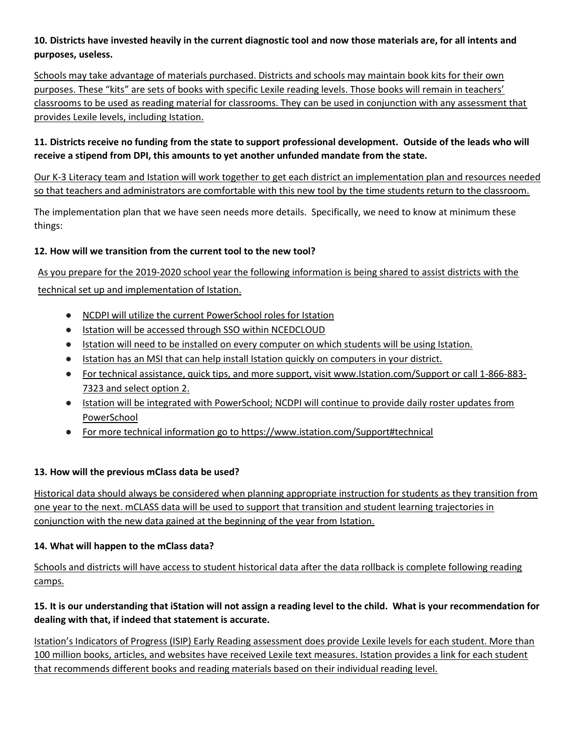**10. Districts have invested heavily in the current diagnostic tool and now those materials are, for all intents and purposes, useless.**

Schools may take advantage of materials purchased. Districts and schools may maintain book kits for their own purposes. These "kits" are sets of books with specific Lexile reading levels. Those books will remain in teachers' classrooms to be used as reading material for classrooms. They can be used in conjunction with any assessment that provides Lexile levels, including Istation.

**11. Districts receive no funding from the state to support professional development. Outside of the leads who will receive a stipend from DPI, this amounts to yet another unfunded mandate from the state.**

Our K-3 Literacy team and Istation will work together to get each district an implementation plan and resources needed so that teachers and administrators are comfortable with this new tool by the time students return to the classroom.

The implementation plan that we have seen needs more details. Specifically, we need to know at minimum these things:

**12. How will we transition from the current tool to the new tool?**

As you prepare for the 2019-2020 school year the following information is being shared to assist districts with the technical set up and implementation of Istation.

- NCDPI will utilize the current PowerSchool roles for Istation
- Istation will be accessed through SSO within NCEDCLOUD
- Istation will need to be installed on every computer on which students will be using Istation.
- Istation has an MSI that can help install Istation quickly on computers in your district.
- For technical assistance, quick tips, and more support, visit www.Istation.com/Support or call 1-866-883-7323 and select option 2.
- Istation will be integrated with PowerSchool; NCDPI will continue to provide daily roster updates from PowerSchool
- For more technical information go to https://www.istation.com/Support#technical

**13. How will the previous mClass data be used?**

Historical data should always be considered when planning appropriate instruction for students as they transition from one year to the next. mCLASS data will be used to support that transition and student learning trajectories in conjunction with the new data gained at the beginning of the year from Istation.

**14. What will happen to the mClass data?**

Schools and districts will have access to student historical data after the data rollback is complete following reading camps.

**15. It is our understanding that iStation will not assign a reading level to the child. What is your recommendation for dealing with that, if indeed that statement is accurate.**

Istation's Indicators of Progress (ISIP) Early Reading assessment does provide Lexile levels for each student. More than 100 million books, articles, and websites have received Lexile text measures. Istation provides a link for each student that recommends different books and reading materials based on their individual reading level.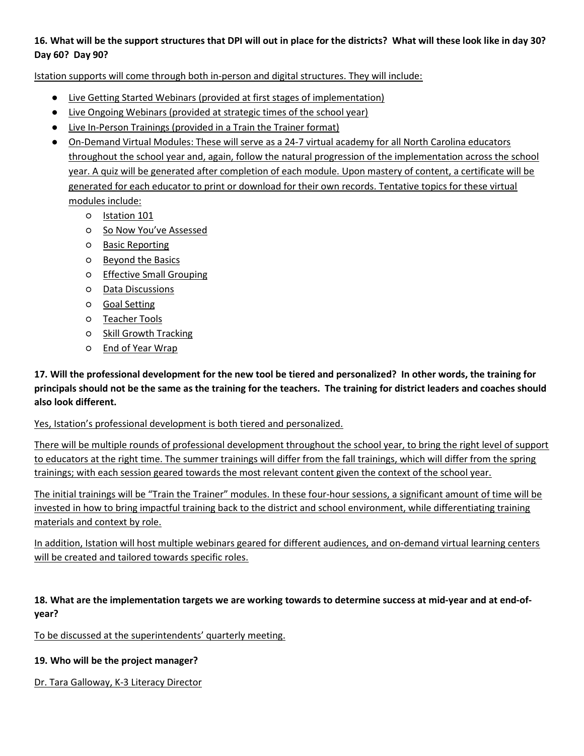**16. What will be the support structures that DPI will out in place for the districts? What will these look like in day 30? Day 60? Day 90?**

Istation supports will come through both in-person and digital structures. They will include:

- Live Getting Started Webinars (provided at first stages of implementation)
- Live Ongoing Webinars (provided at strategic times of the school year)
- Live In-Person Trainings (provided in a Train the Trainer format)
- On-Demand Virtual Modules: These will serve as a 24-7 virtual academy for all North Carolina educators throughout the school year and, again, follow the natural progression of the implementation across the school year. A quiz will be generated after completion of each module. Upon mastery of content, a certificate will be generated for each educator to print or download for their own records. Tentative topics for these virtual modules include:
  - Istation 101
  - So Now You've Assessed
  - Basic Reporting
  - Beyond the Basics
  - Effective Small Grouping
  - Data Discussions
  - Goal Setting
  - Teacher Tools
  - Skill Growth Tracking
  - End of Year Wrap

**17. Will the professional development for the new tool be tiered and personalized? In other words, the training for principals should not be the same as the training for the teachers. The training for district leaders and coaches should also look different.**

Yes, Istation's professional development is both tiered and personalized.

There will be multiple rounds of professional development throughout the school year, to bring the right level of support to educators at the right time. The summer trainings will differ from the fall trainings, which will differ from the spring trainings; with each session geared towards the most relevant content given the context of the school year.

The initial trainings will be "Train the Trainer" modules. In these four-hour sessions, a significant amount of time will be invested in how to bring impactful training back to the district and school environment, while differentiating training materials and context by role.

In addition, Istation will host multiple webinars geared for different audiences, and on-demand virtual learning centers will be created and tailored towards specific roles.

**18. What are the implementation targets we are working towards to determine success at mid-year and at end-of-year?**

To be discussed at the superintendents' quarterly meeting.

**19. Who will be the project manager?**

Dr. Tara Galloway, K-3 Literacy Director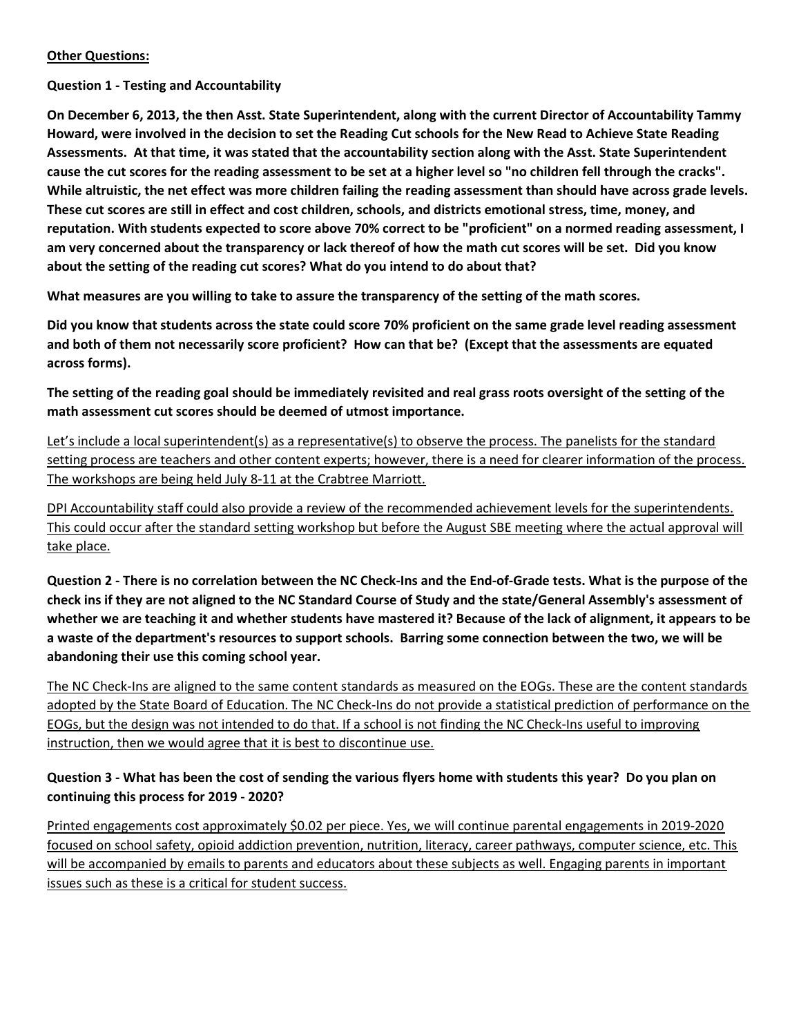**Other Questions:**

**Question 1 - Testing and Accountability**

**On December 6, 2013, the then Asst. State Superintendent, along with the current Director of Accountability Tammy Howard, were involved in the decision to set the Reading Cut schools for the New Read to Achieve State Reading Assessments. At that time, it was stated that the accountability section along with the Asst. State Superintendent cause the cut scores for the reading assessment to be set at a higher level so "no children fell through the cracks". While altruistic, the net effect was more children failing the reading assessment than should have across grade levels. These cut scores are still in effect and cost children, schools, and districts emotional stress, time, money, and reputation. With students expected to score above 70% correct to be "proficient" on a normed reading assessment, I am very concerned about the transparency or lack thereof of how the math cut scores will be set. Did you know about the setting of the reading cut scores? What do you intend to do about that?**

**What measures are you willing to take to assure the transparency of the setting of the math scores.**

**Did you know that students across the state could score 70% proficient on the same grade level reading assessment and both of them not necessarily score proficient? How can that be? (Except that the assessments are equated across forms).**

**The setting of the reading goal should be immediately revisited and real grass roots oversight of the setting of the math assessment cut scores should be deemed of utmost importance.**

<u>Let's include a local superintendent(s) as a representative(s) to observe the process. The panelists for the standard setting process are teachers and other content experts; however, there is a need for clearer information of the process. The workshops are being held July 8-11 at the Crabtree Marriott.</u>

<u>DPI Accountability staff could also provide a review of the recommended achievement levels for the superintendents. This could occur after the standard setting workshop but before the August SBE meeting where the actual approval will take place.</u>

**Question 2 - There is no correlation between the NC Check-Ins and the End-of-Grade tests. What is the purpose of the check ins if they are not aligned to the NC Standard Course of Study and the state/General Assembly's assessment of whether we are teaching it and whether students have mastered it? Because of the lack of alignment, it appears to be a waste of the department's resources to support schools. Barring some connection between the two, we will be abandoning their use this coming school year.**

<u>The NC Check-Ins are aligned to the same content standards as measured on the EOGs. These are the content standards adopted by the State Board of Education. The NC Check-Ins do not provide a statistical prediction of performance on the EOGs, but the design was not intended to do that. If a school is not finding the NC Check-Ins useful to improving instruction, then we would agree that it is best to discontinue use.</u>

**Question 3 - What has been the cost of sending the various flyers home with students this year? Do you plan on continuing this process for 2019 - 2020?**

<u>Printed engagements cost approximately $0.02 per piece. Yes, we will continue parental engagements in 2019-2020 focused on school safety, opioid addiction prevention, nutrition, literacy, career pathways, computer science, etc. This will be accompanied by emails to parents and educators about these subjects as well. Engaging parents in important issues such as these is a critical for student success.</u>